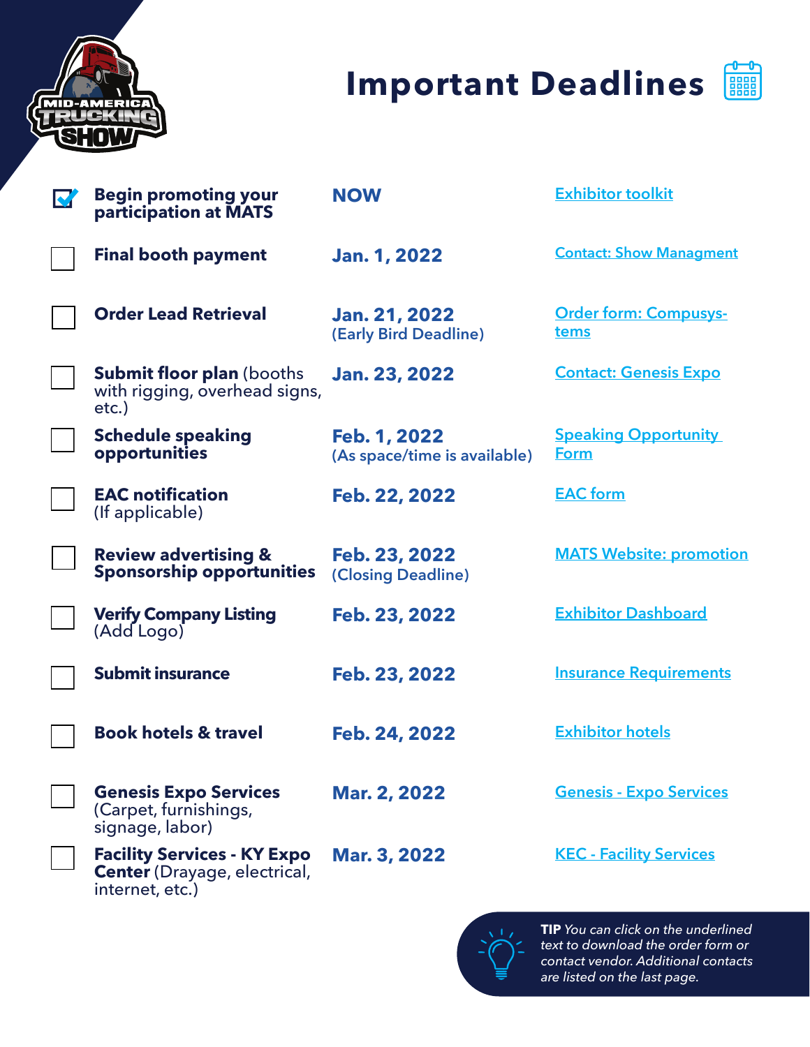# Important Deadlines

| | Task | Deadline | Link |
|---|---|---|---|
| ☑ | **Begin promoting your participation at MATS** | **NOW** | Exhibitor toolkit |
| ☐ | **Final booth payment** | **Jan. 1, 2022** | Contact: Show Managment |
| ☐ | **Order Lead Retrieval** | **Jan. 21, 2022** (Early Bird Deadline) | Order form: Compusystems |
| ☐ | **Submit floor plan** (booths with rigging, overhead signs, etc.) | **Jan. 23, 2022** | Contact: Genesis Expo |
| ☐ | **Schedule speaking opportunities** | **Feb. 1, 2022** (As space/time is available) | Speaking Opportunity Form |
| ☐ | **EAC notification** (If applicable) | **Feb. 22, 2022** | EAC form |
| ☐ | **Review advertising & Sponsorship opportunities** | **Feb. 23, 2022** (Closing Deadline) | MATS Website: promotion |
| ☐ | **Verify Company Listing** (Add Logo) | **Feb. 23, 2022** | Exhibitor Dashboard |
| ☐ | **Submit insurance** | **Feb. 23, 2022** | Insurance Requirements |
| ☐ | **Book hotels & travel** | **Feb. 24, 2022** | Exhibitor hotels |
| ☐ | **Genesis Expo Services** (Carpet, furnishings, signage, labor) | **Mar. 2, 2022** | Genesis - Expo Services |
| ☐ | **Facility Services - KY Expo Center** (Drayage, electrical, internet, etc.) | **Mar. 3, 2022** | KEC - Facility Services |

**TIP** *You can click on the underlined text to download the order form or contact vendor. Additional contacts are listed on the last page.*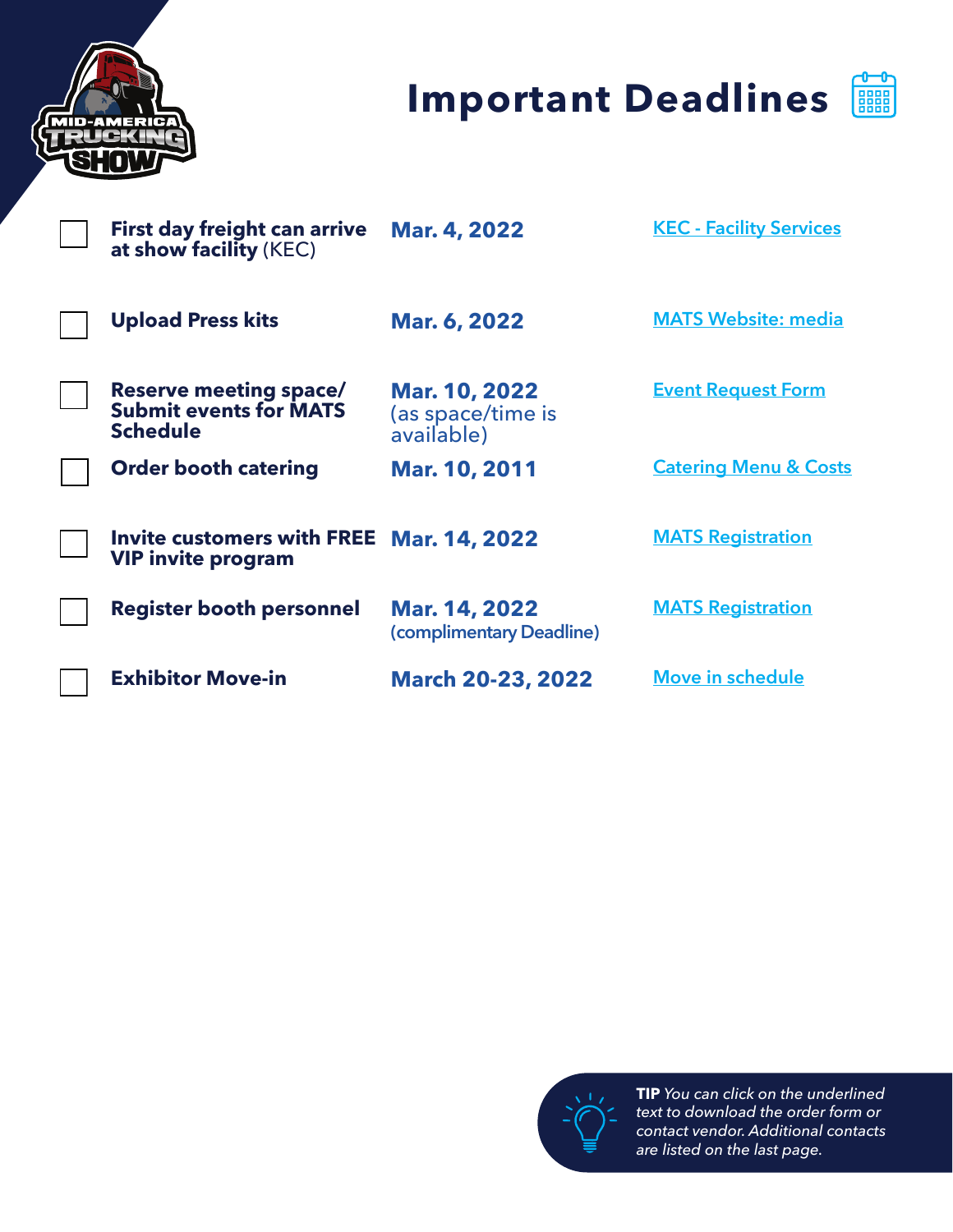# Important Deadlines

| | Task | Deadline | Link |
|---|---|---|---|
| ☐ | **First day freight can arrive at show facility** (KEC) | **Mar. 4, 2022** | KEC - Facility Services |
| ☐ | **Upload Press kits** | **Mar. 6, 2022** | MATS Website: media |
| ☐ | **Reserve meeting space/ Submit events for MATS Schedule** | **Mar. 10, 2022** (as space/time is available) | Event Request Form |
| ☐ | **Order booth catering** | **Mar. 10, 2011** | Catering Menu & Costs |
| ☐ | **Invite customers with FREE VIP invite program** | **Mar. 14, 2022** | MATS Registration |
| ☐ | **Register booth personnel** | **Mar. 14, 2022** (complimentary Deadline) | MATS Registration |
| ☐ | **Exhibitor Move-in** | **March 20-23, 2022** | Move in schedule |

**TIP** *You can click on the underlined text to download the order form or contact vendor. Additional contacts are listed on the last page.*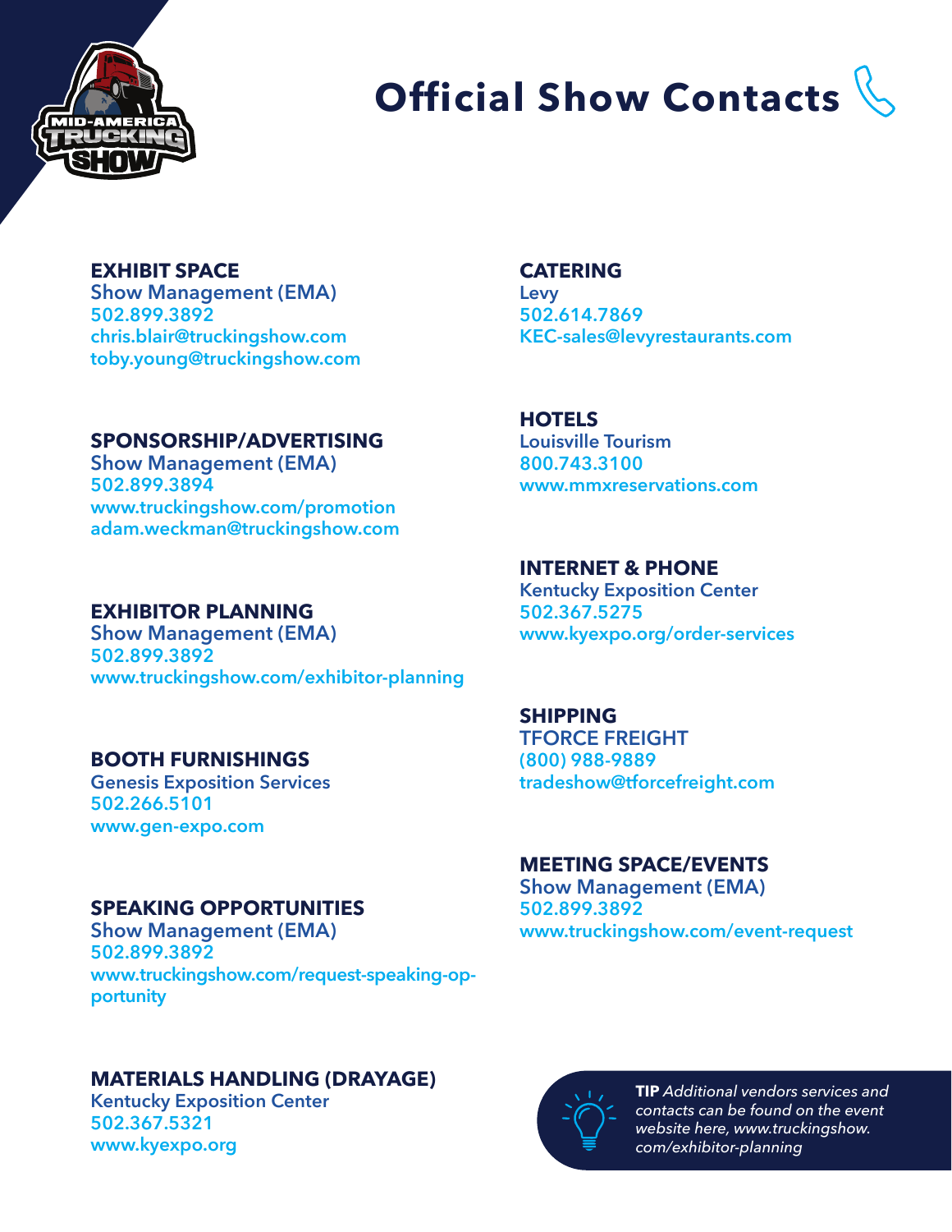# Official Show Contacts

### EXHIBIT SPACE
Show Management (EMA)
502.899.3892
chris.blair@truckingshow.com
toby.young@truckingshow.com

### SPONSORSHIP/ADVERTISING
Show Management (EMA)
502.899.3894
www.truckingshow.com/promotion
adam.weckman@truckingshow.com

### EXHIBITOR PLANNING
Show Management (EMA)
502.899.3892
www.truckingshow.com/exhibitor-planning

### BOOTH FURNISHINGS
Genesis Exposition Services
502.266.5101
www.gen-expo.com

### SPEAKING OPPORTUNITIES
Show Management (EMA)
502.899.3892
www.truckingshow.com/request-speaking-opportunity

### MATERIALS HANDLING (DRAYAGE)
Kentucky Exposition Center
502.367.5321
www.kyexpo.org

### CATERING
Levy
502.614.7869
KEC-sales@levyrestaurants.com

### HOTELS
Louisville Tourism
800.743.3100
www.mmxreservations.com

### INTERNET & PHONE
Kentucky Exposition Center
502.367.5275
www.kyexpo.org/order-services

### SHIPPING
TFORCE FREIGHT
(800) 988-9889
tradeshow@tforcefreight.com

### MEETING SPACE/EVENTS
Show Management (EMA)
502.899.3892
www.truckingshow.com/event-request

**TIP** *Additional vendors services and contacts can be found on the event website here, www.truckingshow.com/exhibitor-planning*